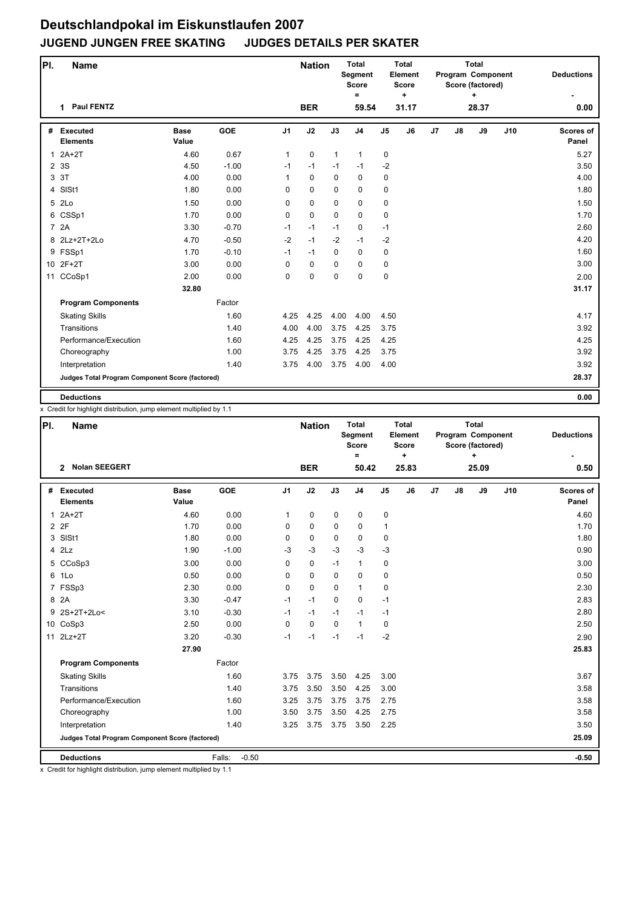# Deutschlandpokal im Eiskunstlaufen 2007

## JUGEND JUNGEN FREE SKATING JUDGES DETAILS PER SKATER

| Pl. | Name | Nation | Total Segment Score = | Total Element Score + | Total Program Component Score (factored) + | Deductions - |
|---|---|---|---|---|---|---|
| 1 | Paul FENTZ | BER | 59.54 | 31.17 | 28.37 | 0.00 |

| # | Executed Elements | Base Value | GOE | J1 | J2 | J3 | J4 | J5 | J6 | J7 | J8 | J9 | J10 | Scores of Panel |
|---|---|---|---|---|---|---|---|---|---|---|---|---|---|---|
| 1 | 2A+2T | 4.60 | 0.67 | 1 | 0 | 1 | 1 | 0 | | | | | | 5.27 |
| 2 | 3S | 4.50 | -1.00 | -1 | -1 | -1 | -1 | -2 | | | | | | 3.50 |
| 3 | 3T | 4.00 | 0.00 | 1 | 0 | 0 | 0 | 0 | | | | | | 4.00 |
| 4 | SlSt1 | 1.80 | 0.00 | 0 | 0 | 0 | 0 | 0 | | | | | | 1.80 |
| 5 | 2Lo | 1.50 | 0.00 | 0 | 0 | 0 | 0 | 0 | | | | | | 1.50 |
| 6 | CSSp1 | 1.70 | 0.00 | 0 | 0 | 0 | 0 | 0 | | | | | | 1.70 |
| 7 | 2A | 3.30 | -0.70 | -1 | -1 | -1 | 0 | -1 | | | | | | 2.60 |
| 8 | 2Lz+2T+2Lo | 4.70 | -0.50 | -2 | -1 | -2 | -1 | -2 | | | | | | 4.20 |
| 9 | FSSp1 | 1.70 | -0.10 | -1 | -1 | 0 | 0 | 0 | | | | | | 1.60 |
| 10 | 2F+2T | 3.00 | 0.00 | 0 | 0 | 0 | 0 | 0 | | | | | | 3.00 |
| 11 | CCoSp1 | 2.00 | 0.00 | 0 | 0 | 0 | 0 | 0 | | | | | | 2.00 |
| | | 32.80 | | | | | | | | | | | | 31.17 |
| | **Program Components** | | Factor | | | | | | | | | | | |
| | Skating Skills | | 1.60 | 4.25 | 4.25 | 4.00 | 4.00 | 4.50 | | | | | | 4.17 |
| | Transitions | | 1.40 | 4.00 | 4.00 | 3.75 | 4.25 | 3.75 | | | | | | 3.92 |
| | Performance/Execution | | 1.60 | 4.25 | 4.25 | 3.75 | 4.25 | 4.25 | | | | | | 4.25 |
| | Choreography | | 1.00 | 3.75 | 4.25 | 3.75 | 4.25 | 3.75 | | | | | | 3.92 |
| | Interpretation | | 1.40 | 3.75 | 4.00 | 3.75 | 4.00 | 4.00 | | | | | | 3.92 |
| | **Judges Total Program Component Score (factored)** | | | | | | | | | | | | | 28.37 |
| | **Deductions** | | | | | | | | | | | | | 0.00 |

x Credit for highlight distribution, jump element multiplied by 1.1

| Pl. | Name | Nation | Total Segment Score = | Total Element Score + | Total Program Component Score (factored) + | Deductions - |
|---|---|---|---|---|---|---|
| 2 | Nolan SEEGERT | BER | 50.42 | 25.83 | 25.09 | 0.50 |

| # | Executed Elements | Base Value | GOE | J1 | J2 | J3 | J4 | J5 | J6 | J7 | J8 | J9 | J10 | Scores of Panel |
|---|---|---|---|---|---|---|---|---|---|---|---|---|---|---|
| 1 | 2A+2T | 4.60 | 0.00 | 1 | 0 | 0 | 0 | 0 | | | | | | 4.60 |
| 2 | 2F | 1.70 | 0.00 | 0 | 0 | 0 | 0 | 1 | | | | | | 1.70 |
| 3 | SlSt1 | 1.80 | 0.00 | 0 | 0 | 0 | 0 | 0 | | | | | | 1.80 |
| 4 | 2Lz | 1.90 | -1.00 | -3 | -3 | -3 | -3 | -3 | | | | | | 0.90 |
| 5 | CCoSp3 | 3.00 | 0.00 | 0 | 0 | -1 | 1 | 0 | | | | | | 3.00 |
| 6 | 1Lo | 0.50 | 0.00 | 0 | 0 | 0 | 0 | 0 | | | | | | 0.50 |
| 7 | FSSp3 | 2.30 | 0.00 | 0 | 0 | 0 | 1 | 0 | | | | | | 2.30 |
| 8 | 2A | 3.30 | -0.47 | -1 | -1 | 0 | 0 | -1 | | | | | | 2.83 |
| 9 | 2S+2T+2Lo< | 3.10 | -0.30 | -1 | -1 | -1 | -1 | -1 | | | | | | 2.80 |
| 10 | CoSp3 | 2.50 | 0.00 | 0 | 0 | 0 | 1 | 0 | | | | | | 2.50 |
| 11 | 2Lz+2T | 3.20 | -0.30 | -1 | -1 | -1 | -1 | -2 | | | | | | 2.90 |
| | | 27.90 | | | | | | | | | | | | 25.83 |
| | **Program Components** | | Factor | | | | | | | | | | | |
| | Skating Skills | | 1.60 | 3.75 | 3.75 | 3.50 | 4.25 | 3.00 | | | | | | 3.67 |
| | Transitions | | 1.40 | 3.75 | 3.50 | 3.50 | 4.25 | 3.00 | | | | | | 3.58 |
| | Performance/Execution | | 1.60 | 3.25 | 3.75 | 3.75 | 3.75 | 2.75 | | | | | | 3.58 |
| | Choreography | | 1.00 | 3.50 | 3.75 | 3.50 | 4.25 | 2.75 | | | | | | 3.58 |
| | Interpretation | | 1.40 | 3.25 | 3.75 | 3.75 | 3.50 | 2.25 | | | | | | 3.50 |
| | **Judges Total Program Component Score (factored)** | | | | | | | | | | | | | 25.09 |
| | **Deductions** | | Falls: -0.50 | | | | | | | | | | | -0.50 |

x Credit for highlight distribution, jump element multiplied by 1.1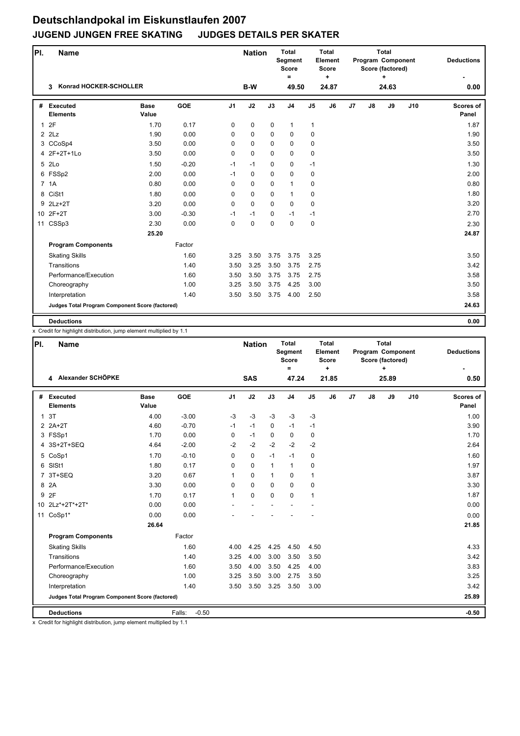# Deutschlandpokal im Eiskunstlaufen 2007

## JUGEND JUNGEN FREE SKATING JUDGES DETAILS PER SKATER

| Pl. | Name | Nation | Total Segment Score = | Total Element Score + | Total Program Component Score (factored) + | Deductions - |
|---|---|---|---|---|---|---|
| 3 | Konrad HOCKER-SCHOLLER | B-W | 49.50 | 24.87 | 24.63 | 0.00 |

| # | Executed Elements | Base Value | GOE | J1 | J2 | J3 | J4 | J5 | J6 | J7 | J8 | J9 | J10 | Scores of Panel |
|---|---|---|---|---|---|---|---|---|---|---|---|---|---|---|
| 1 | 2F | 1.70 | 0.17 | 0 | 0 | 0 | 1 | 1 | | | | | | 1.87 |
| 2 | 2Lz | 1.90 | 0.00 | 0 | 0 | 0 | 0 | 0 | | | | | | 1.90 |
| 3 | CCoSp4 | 3.50 | 0.00 | 0 | 0 | 0 | 0 | 0 | | | | | | 3.50 |
| 4 | 2F+2T+1Lo | 3.50 | 0.00 | 0 | 0 | 0 | 0 | 0 | | | | | | 3.50 |
| 5 | 2Lo | 1.50 | -0.20 | -1 | -1 | 0 | 0 | -1 | | | | | | 1.30 |
| 6 | FSSp2 | 2.00 | 0.00 | -1 | 0 | 0 | 0 | 0 | | | | | | 2.00 |
| 7 | 1A | 0.80 | 0.00 | 0 | 0 | 0 | 1 | 0 | | | | | | 0.80 |
| 8 | CiSt1 | 1.80 | 0.00 | 0 | 0 | 0 | 1 | 0 | | | | | | 1.80 |
| 9 | 2Lz+2T | 3.20 | 0.00 | 0 | 0 | 0 | 0 | 0 | | | | | | 3.20 |
| 10 | 2F+2T | 3.00 | -0.30 | -1 | -1 | 0 | -1 | -1 | | | | | | 2.70 |
| 11 | CSSp3 | 2.30 | 0.00 | 0 | 0 | 0 | 0 | 0 | | | | | | 2.30 |
| | | 25.20 | | | | | | | | | | | | 24.87 |
| | **Program Components** | | Factor | | | | | | | | | | | |
| | Skating Skills | | 1.60 | 3.25 | 3.50 | 3.75 | 3.75 | 3.25 | | | | | | 3.50 |
| | Transitions | | 1.40 | 3.50 | 3.25 | 3.50 | 3.75 | 2.75 | | | | | | 3.42 |
| | Performance/Execution | | 1.60 | 3.50 | 3.50 | 3.75 | 3.75 | 2.75 | | | | | | 3.58 |
| | Choreography | | 1.00 | 3.25 | 3.50 | 3.75 | 4.25 | 3.00 | | | | | | 3.50 |
| | Interpretation | | 1.40 | 3.50 | 3.50 | 3.75 | 4.00 | 2.50 | | | | | | 3.58 |
| | **Judges Total Program Component Score (factored)** | | | | | | | | | | | | | 24.63 |
| | **Deductions** | | | | | | | | | | | | | 0.00 |

x Credit for highlight distribution, jump element multiplied by 1.1

| Pl. | Name | Nation | Total Segment Score = | Total Element Score + | Total Program Component Score (factored) + | Deductions - |
|---|---|---|---|---|---|---|
| 4 | Alexander SCHÖPKE | SAS | 47.24 | 21.85 | 25.89 | 0.50 |

| # | Executed Elements | Base Value | GOE | J1 | J2 | J3 | J4 | J5 | J6 | J7 | J8 | J9 | J10 | Scores of Panel |
|---|---|---|---|---|---|---|---|---|---|---|---|---|---|---|
| 1 | 3T | 4.00 | -3.00 | -3 | -3 | -3 | -3 | -3 | | | | | | 1.00 |
| 2 | 2A+2T | 4.60 | -0.70 | -1 | -1 | 0 | -1 | -1 | | | | | | 3.90 |
| 3 | FSSp1 | 1.70 | 0.00 | 0 | -1 | 0 | 0 | 0 | | | | | | 1.70 |
| 4 | 3S+2T+SEQ | 4.64 | -2.00 | -2 | -2 | -2 | -2 | -2 | | | | | | 2.64 |
| 5 | CoSp1 | 1.70 | -0.10 | 0 | 0 | -1 | -1 | 0 | | | | | | 1.60 |
| 6 | SlSt1 | 1.80 | 0.17 | 0 | 0 | 1 | 1 | 0 | | | | | | 1.97 |
| 7 | 3T+SEQ | 3.20 | 0.67 | 1 | 0 | 1 | 0 | 1 | | | | | | 3.87 |
| 8 | 2A | 3.30 | 0.00 | 0 | 0 | 0 | 0 | 0 | | | | | | 3.30 |
| 9 | 2F | 1.70 | 0.17 | 1 | 0 | 0 | 0 | 1 | | | | | | 1.87 |
| 10 | 2Lz*+2T*+2T* | 0.00 | 0.00 | - | - | - | - | - | | | | | | 0.00 |
| 11 | CoSp1* | 0.00 | 0.00 | - | - | - | - | - | | | | | | 0.00 |
| | | 26.64 | | | | | | | | | | | | 21.85 |
| | **Program Components** | | Factor | | | | | | | | | | | |
| | Skating Skills | | 1.60 | 4.00 | 4.25 | 4.25 | 4.50 | 4.50 | | | | | | 4.33 |
| | Transitions | | 1.40 | 3.25 | 4.00 | 3.00 | 3.50 | 3.50 | | | | | | 3.42 |
| | Performance/Execution | | 1.60 | 3.50 | 4.00 | 3.50 | 4.25 | 4.00 | | | | | | 3.83 |
| | Choreography | | 1.00 | 3.25 | 3.50 | 3.00 | 2.75 | 3.50 | | | | | | 3.25 |
| | Interpretation | | 1.40 | 3.50 | 3.50 | 3.25 | 3.50 | 3.00 | | | | | | 3.42 |
| | **Judges Total Program Component Score (factored)** | | | | | | | | | | | | | 25.89 |
| | **Deductions** | | Falls: -0.50 | | | | | | | | | | | -0.50 |

x Credit for highlight distribution, jump element multiplied by 1.1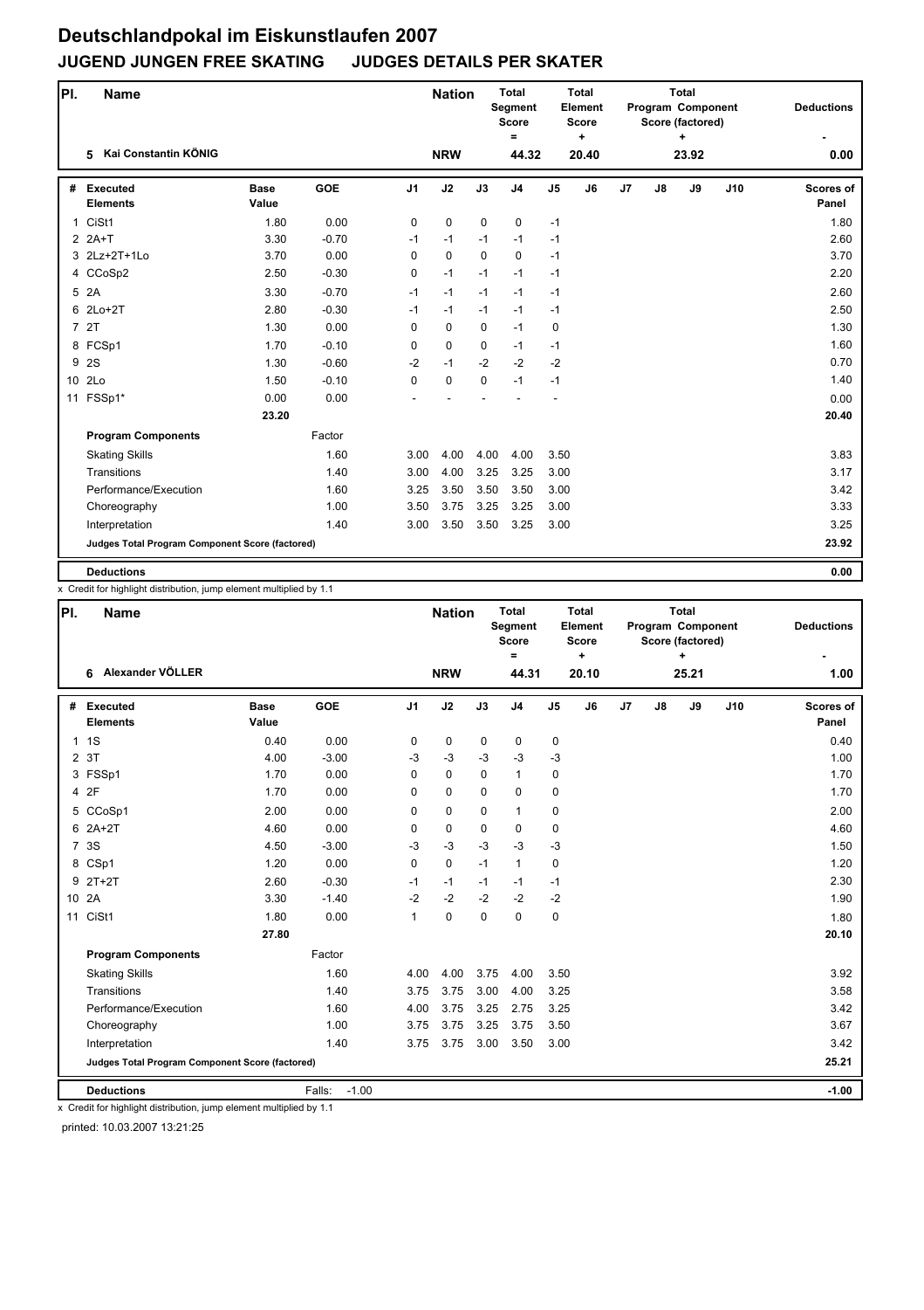# Deutschlandpokal im Eiskunstlaufen 2007

## JUGEND JUNGEN FREE SKATING    JUDGES DETAILS PER SKATER

| Pl. | Name | | Nation | Total Segment Score = | Total Element Score + | Total Program Component Score (factored) + | Deductions - |
|---|---|---|---|---|---|---|---|
| 5 | Kai Constantin KÖNIG | | NRW | 44.32 | 20.40 | 23.92 | 0.00 |

| # | Executed Elements | Base Value | GOE | J1 | J2 | J3 | J4 | J5 | J6 | J7 | J8 | J9 | J10 | Scores of Panel |
|---|---|---|---|---|---|---|---|---|---|---|---|---|---|---|
| 1 | CiSt1 | 1.80 | 0.00 | 0 | 0 | 0 | 0 | -1 | | | | | | 1.80 |
| 2 | 2A+T | 3.30 | -0.70 | -1 | -1 | -1 | -1 | -1 | | | | | | 2.60 |
| 3 | 2Lz+2T+1Lo | 3.70 | 0.00 | 0 | 0 | 0 | 0 | -1 | | | | | | 3.70 |
| 4 | CCoSp2 | 2.50 | -0.30 | 0 | -1 | -1 | -1 | -1 | | | | | | 2.20 |
| 5 | 2A | 3.30 | -0.70 | -1 | -1 | -1 | -1 | -1 | | | | | | 2.60 |
| 6 | 2Lo+2T | 2.80 | -0.30 | -1 | -1 | -1 | -1 | -1 | | | | | | 2.50 |
| 7 | 2T | 1.30 | 0.00 | 0 | 0 | 0 | -1 | 0 | | | | | | 1.30 |
| 8 | FCSp1 | 1.70 | -0.10 | 0 | 0 | 0 | -1 | -1 | | | | | | 1.60 |
| 9 | 2S | 1.30 | -0.60 | -2 | -1 | -2 | -2 | -2 | | | | | | 0.70 |
| 10 | 2Lo | 1.50 | -0.10 | 0 | 0 | 0 | -1 | -1 | | | | | | 1.40 |
| 11 | FSSp1* | 0.00 | 0.00 | - | - | - | - | - | | | | | | 0.00 |
| | | 23.20 | | | | | | | | | | | | 20.40 |
| | **Program Components** | | Factor | | | | | | | | | | | |
| | Skating Skills | | 1.60 | 3.00 | 4.00 | 4.00 | 4.00 | 3.50 | | | | | | 3.83 |
| | Transitions | | 1.40 | 3.00 | 4.00 | 3.25 | 3.25 | 3.00 | | | | | | 3.17 |
| | Performance/Execution | | 1.60 | 3.25 | 3.50 | 3.50 | 3.50 | 3.00 | | | | | | 3.42 |
| | Choreography | | 1.00 | 3.50 | 3.75 | 3.25 | 3.25 | 3.00 | | | | | | 3.33 |
| | Interpretation | | 1.40 | 3.00 | 3.50 | 3.50 | 3.25 | 3.00 | | | | | | 3.25 |
| | **Judges Total Program Component Score (factored)** | | | | | | | | | | | | | 23.92 |
| | **Deductions** | | | | | | | | | | | | | 0.00 |

x Credit for highlight distribution, jump element multiplied by 1.1

| Pl. | Name | | Nation | Total Segment Score = | Total Element Score + | Total Program Component Score (factored) + | Deductions - |
|---|---|---|---|---|---|---|---|
| 6 | Alexander VÖLLER | | NRW | 44.31 | 20.10 | 25.21 | 1.00 |

| # | Executed Elements | Base Value | GOE | J1 | J2 | J3 | J4 | J5 | J6 | J7 | J8 | J9 | J10 | Scores of Panel |
|---|---|---|---|---|---|---|---|---|---|---|---|---|---|---|
| 1 | 1S | 0.40 | 0.00 | 0 | 0 | 0 | 0 | 0 | | | | | | 0.40 |
| 2 | 3T | 4.00 | -3.00 | -3 | -3 | -3 | -3 | -3 | | | | | | 1.00 |
| 3 | FSSp1 | 1.70 | 0.00 | 0 | 0 | 0 | 1 | 0 | | | | | | 1.70 |
| 4 | 2F | 1.70 | 0.00 | 0 | 0 | 0 | 0 | 0 | | | | | | 1.70 |
| 5 | CCoSp1 | 2.00 | 0.00 | 0 | 0 | 0 | 1 | 0 | | | | | | 2.00 |
| 6 | 2A+2T | 4.60 | 0.00 | 0 | 0 | 0 | 0 | 0 | | | | | | 4.60 |
| 7 | 3S | 4.50 | -3.00 | -3 | -3 | -3 | -3 | -3 | | | | | | 1.50 |
| 8 | CSp1 | 1.20 | 0.00 | 0 | 0 | -1 | 1 | 0 | | | | | | 1.20 |
| 9 | 2T+2T | 2.60 | -0.30 | -1 | -1 | -1 | -1 | -1 | | | | | | 2.30 |
| 10 | 2A | 3.30 | -1.40 | -2 | -2 | -2 | -2 | -2 | | | | | | 1.90 |
| 11 | CiSt1 | 1.80 | 0.00 | 1 | 0 | 0 | 0 | 0 | | | | | | 1.80 |
| | | 27.80 | | | | | | | | | | | | 20.10 |
| | **Program Components** | | Factor | | | | | | | | | | | |
| | Skating Skills | | 1.60 | 4.00 | 4.00 | 3.75 | 4.00 | 3.50 | | | | | | 3.92 |
| | Transitions | | 1.40 | 3.75 | 3.75 | 3.00 | 4.00 | 3.25 | | | | | | 3.58 |
| | Performance/Execution | | 1.60 | 4.00 | 3.75 | 3.25 | 2.75 | 3.25 | | | | | | 3.42 |
| | Choreography | | 1.00 | 3.75 | 3.75 | 3.25 | 3.75 | 3.50 | | | | | | 3.67 |
| | Interpretation | | 1.40 | 3.75 | 3.75 | 3.00 | 3.50 | 3.00 | | | | | | 3.42 |
| | **Judges Total Program Component Score (factored)** | | | | | | | | | | | | | 25.21 |
| | **Deductions** | | Falls: -1.00 | | | | | | | | | | | -1.00 |

x Credit for highlight distribution, jump element multiplied by 1.1

printed: 10.03.2007 13:21:25